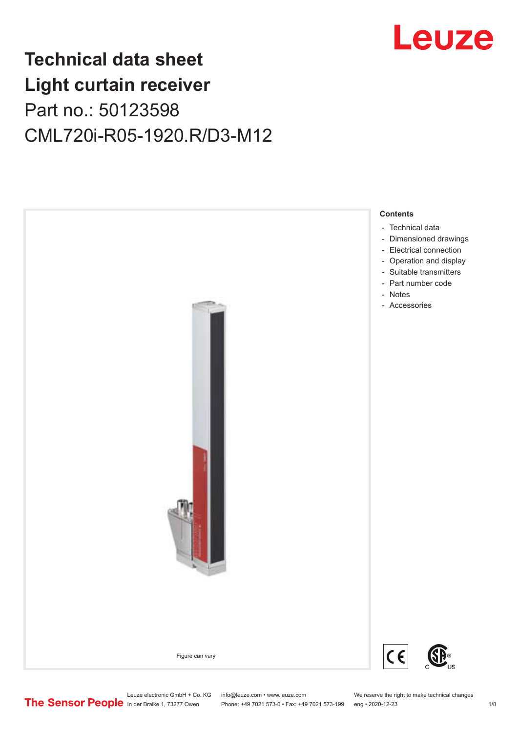# Technical data sheet
# Light curtain receiver

Part no.: 50123598

CML720i-R05-1920.R/D3-M12

Figure can vary

**Contents**

- Technical data
- Dimensioned drawings
- Electrical connection
- Operation and display
- Suitable transmitters
- Part number code
- Notes
- Accessories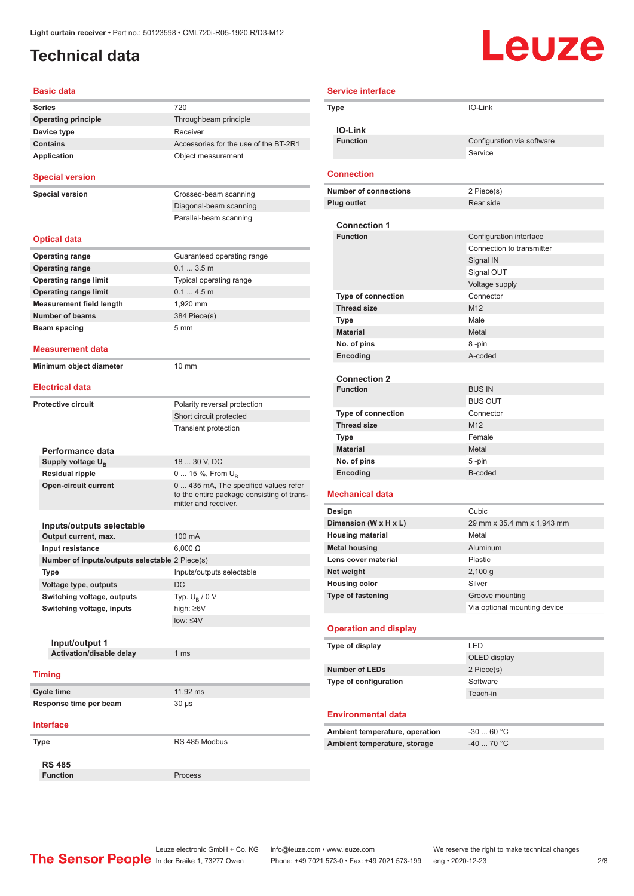Light curtain receiver • Part no.: 50123598 • CML720i-R05-1920.R/D3-M12

# Technical data

## Basic data

| | |
|---|---|
| **Series** | 720 |
| **Operating principle** | Throughbeam principle |
| **Device type** | Receiver |
| **Contains** | Accessories for the use of the BT-2R1 |
| **Application** | Object measurement |

## Special version

| | |
|---|---|
| **Special version** | Crossed-beam scanning |
| | Diagonal-beam scanning |
| | Parallel-beam scanning |

## Optical data

| | |
|---|---|
| **Operating range** | Guaranteed operating range |
| **Operating range** | 0.1 ... 3.5 m |
| **Operating range limit** | Typical operating range |
| **Operating range limit** | 0.1 ... 4.5 m |
| **Measurement field length** | 1,920 mm |
| **Number of beams** | 384 Piece(s) |
| **Beam spacing** | 5 mm |

## Measurement data

| | |
|---|---|
| **Minimum object diameter** | 10 mm |

## Electrical data

| | |
|---|---|
| **Protective circuit** | Polarity reversal protection |
| | Short circuit protected |
| | Transient protection |

### Performance data

| | |
|---|---|
| **Supply voltage $U_B$** | 18 ... 30 V, DC |
| **Residual ripple** | 0 ... 15 %, From $U_B$ |
| **Open-circuit current** | 0 ... 435 mA, The specified values refer to the entire package consisting of transmitter and receiver. |

### Inputs/outputs selectable

| | |
|---|---|
| **Output current, max.** | 100 mA |
| **Input resistance** | 6,000 Ω |
| **Number of inputs/outputs selectable** | 2 Piece(s) |
| **Type** | Inputs/outputs selectable |
| **Voltage type, outputs** | DC |
| **Switching voltage, outputs** | Typ. $U_B$ / 0 V |
| **Switching voltage, inputs** | high: ≥6V |
| | low: ≤4V |

#### Input/output 1

| | |
|---|---|
| **Activation/disable delay** | 1 ms |

## Timing

| | |
|---|---|
| **Cycle time** | 11.92 ms |
| **Response time per beam** | 30 µs |

## Interface

| | |
|---|---|
| **Type** | RS 485 Modbus |

### RS 485

| | |
|---|---|
| **Function** | Process |

## Service interface

| | |
|---|---|
| **Type** | IO-Link |

### IO-Link

| | |
|---|---|
| **Function** | Configuration via software |
| | Service |

## Connection

| | |
|---|---|
| **Number of connections** | 2 Piece(s) |
| **Plug outlet** | Rear side |

### Connection 1

| | |
|---|---|
| **Function** | Configuration interface |
| | Connection to transmitter |
| | Signal IN |
| | Signal OUT |
| | Voltage supply |
| **Type of connection** | Connector |
| **Thread size** | M12 |
| **Type** | Male |
| **Material** | Metal |
| **No. of pins** | 8 -pin |
| **Encoding** | A-coded |

### Connection 2

| | |
|---|---|
| **Function** | BUS IN |
| | BUS OUT |
| **Type of connection** | Connector |
| **Thread size** | M12 |
| **Type** | Female |
| **Material** | Metal |
| **No. of pins** | 5 -pin |
| **Encoding** | B-coded |

## Mechanical data

| | |
|---|---|
| **Design** | Cubic |
| **Dimension (W x H x L)** | 29 mm x 35.4 mm x 1,943 mm |
| **Housing material** | Metal |
| **Metal housing** | Aluminum |
| **Lens cover material** | Plastic |
| **Net weight** | 2,100 g |
| **Housing color** | Silver |
| **Type of fastening** | Groove mounting |
| | Via optional mounting device |

## Operation and display

| | |
|---|---|
| **Type of display** | LED |
| | OLED display |
| **Number of LEDs** | 2 Piece(s) |
| **Type of configuration** | Software |
| | Teach-in |

## Environmental data

| | |
|---|---|
| **Ambient temperature, operation** | -30 ... 60 °C |
| **Ambient temperature, storage** | -40 ... 70 °C |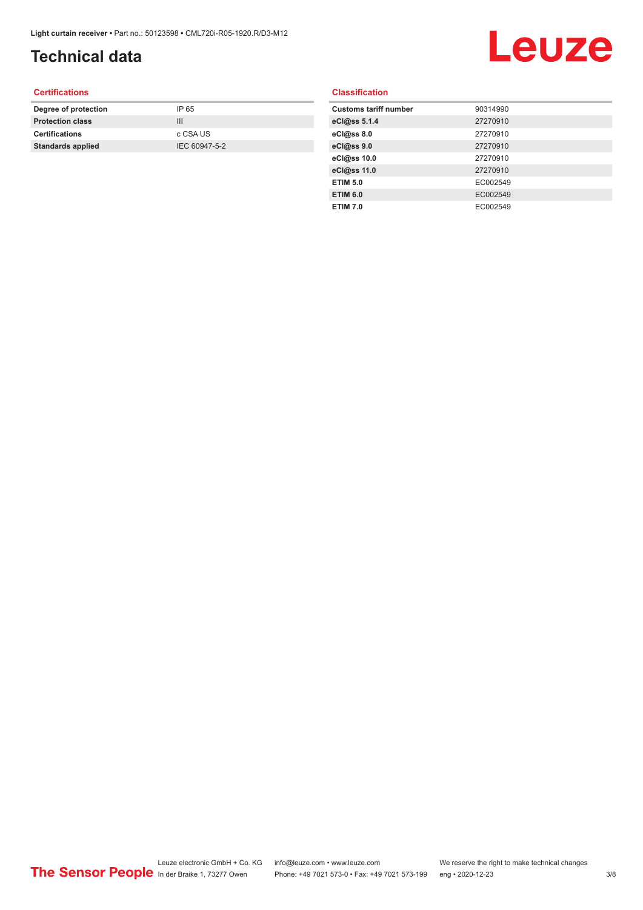# Technical data

## Certifications

| | |
|---|---|
| **Degree of protection** | IP 65 |
| **Protection class** | III |
| **Certifications** | c CSA US |
| **Standards applied** | IEC 60947-5-2 |

## Classification

| | |
|---|---|
| **Customs tariff number** | 90314990 |
| **eCl@ss 5.1.4** | 27270910 |
| **eCl@ss 8.0** | 27270910 |
| **eCl@ss 9.0** | 27270910 |
| **eCl@ss 10.0** | 27270910 |
| **eCl@ss 11.0** | 27270910 |
| **ETIM 5.0** | EC002549 |
| **ETIM 6.0** | EC002549 |
| **ETIM 7.0** | EC002549 |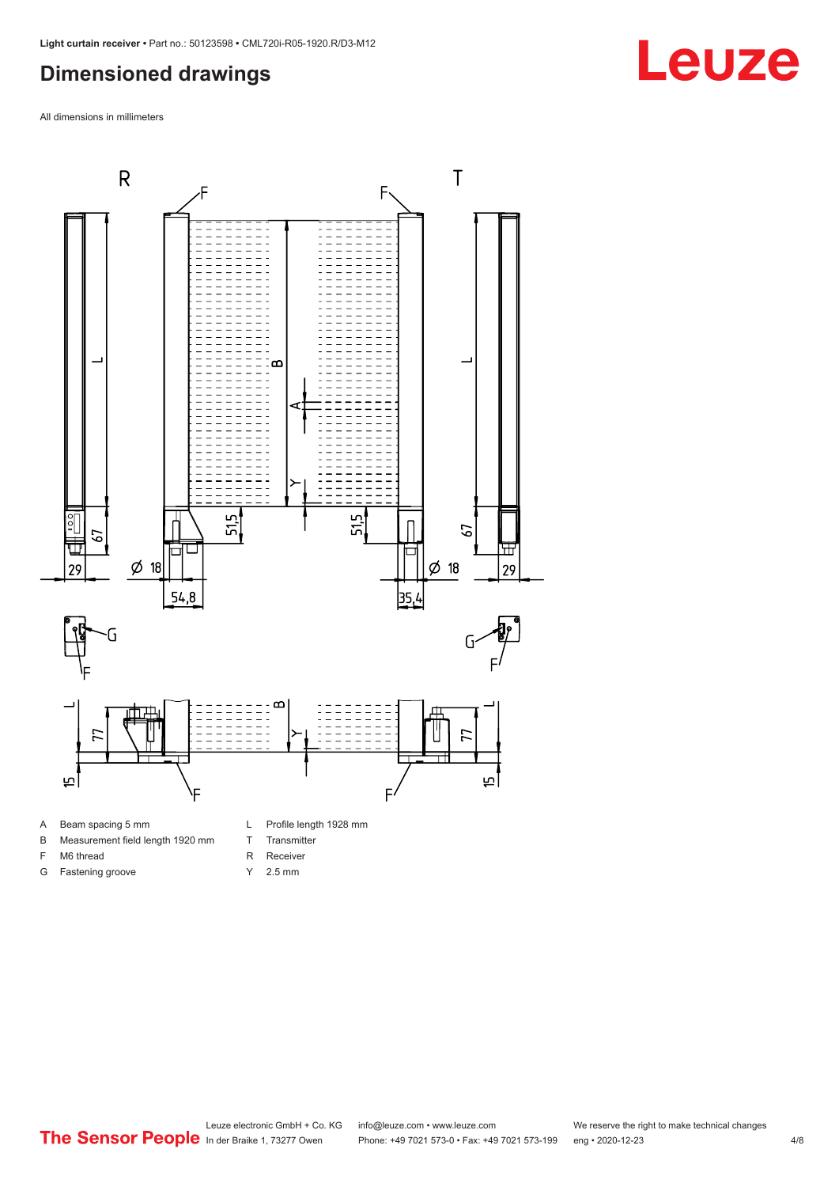## Dimensioned drawings

All dimensions in millimeters

| | | | |
|---|---|---|---|
| A | Beam spacing 5 mm | L | Profile length 1928 mm |
| B | Measurement field length 1920 mm | T | Transmitter |
| F | M6 thread | R | Receiver |
| G | Fastening groove | Y | 2.5 mm |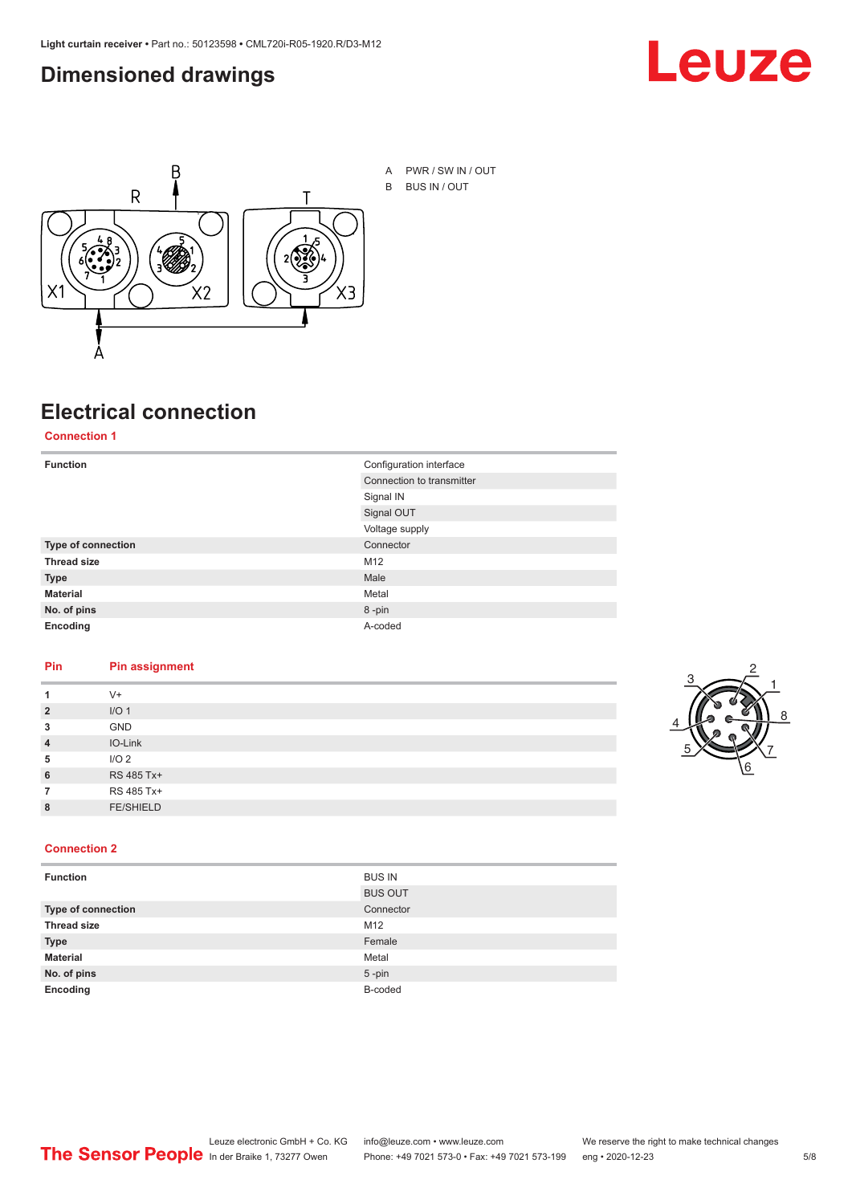## Dimensioned drawings

A PWR / SW IN / OUT

B BUS IN / OUT

## Electrical connection

### Connection 1

| Function | Configuration interface |
|---|---|
| | Connection to transmitter |
| | Signal IN |
| | Signal OUT |
| | Voltage supply |
| **Type of connection** | Connector |
| **Thread size** | M12 |
| **Type** | Male |
| **Material** | Metal |
| **No. of pins** | 8 -pin |
| **Encoding** | A-coded |

| Pin | Pin assignment |
|---|---|
| **1** | V+ |
| **2** | I/O 1 |
| **3** | GND |
| **4** | IO-Link |
| **5** | I/O 2 |
| **6** | RS 485 Tx+ |
| **7** | RS 485 Tx+ |
| **8** | FE/SHIELD |

### Connection 2

| Function | BUS IN |
|---|---|
| | BUS OUT |
| **Type of connection** | Connector |
| **Thread size** | M12 |
| **Type** | Female |
| **Material** | Metal |
| **No. of pins** | 5 -pin |
| **Encoding** | B-coded |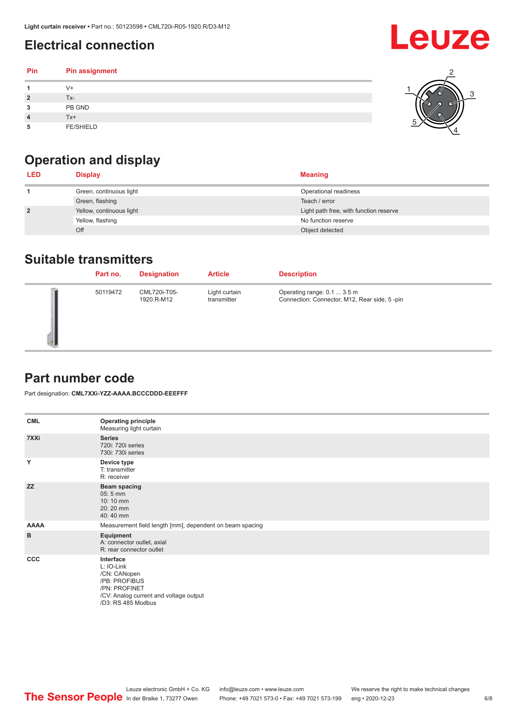## Electrical connection

| Pin | Pin assignment |
|---|---|
| 1 | V+ |
| 2 | Tx- |
| 3 | PB GND |
| 4 | Tx+ |
| 5 | FE/SHIELD |

## Operation and display

| LED | Display | Meaning |
|---|---|---|
| 1 | Green, continuous light | Operational readiness |
| | Green, flashing | Teach / error |
| 2 | Yellow, continuous light | Light path free, with function reserve |
| | Yellow, flashing | No function reserve |
| | Off | Object detected |

## Suitable transmitters

| | Part no. | Designation | Article | Description |
|---|---|---|---|---|
| | 50119472 | CML720i-T05-1920.R-M12 | Light curtain transmitter | Operating range: 0.1 ... 3.5 m<br>Connection: Connector, M12, Rear side, 5 -pin |

## Part number code

Part designation: **CML7XXi-YZZ-AAAA.BCCCDDD-EEEFFF**

| | |
|---|---|
| CML | **Operating principle**<br>Measuring light curtain |
| 7XXi | **Series**<br>720i: 720i series<br>730i: 730i series |
| Y | **Device type**<br>T: transmitter<br>R: receiver |
| ZZ | **Beam spacing**<br>05: 5 mm<br>10: 10 mm<br>20: 20 mm<br>40: 40 mm |
| AAAA | Measurement field length [mm], dependent on beam spacing |
| B | **Equipment**<br>A: connector outlet, axial<br>R: rear connector outlet |
| CCC | **Interface**<br>L: IO-Link<br>/CN: CANopen<br>/PB: PROFIBUS<br>/PN: PROFINET<br>/CV: Analog current and voltage output<br>/D3: RS 485 Modbus |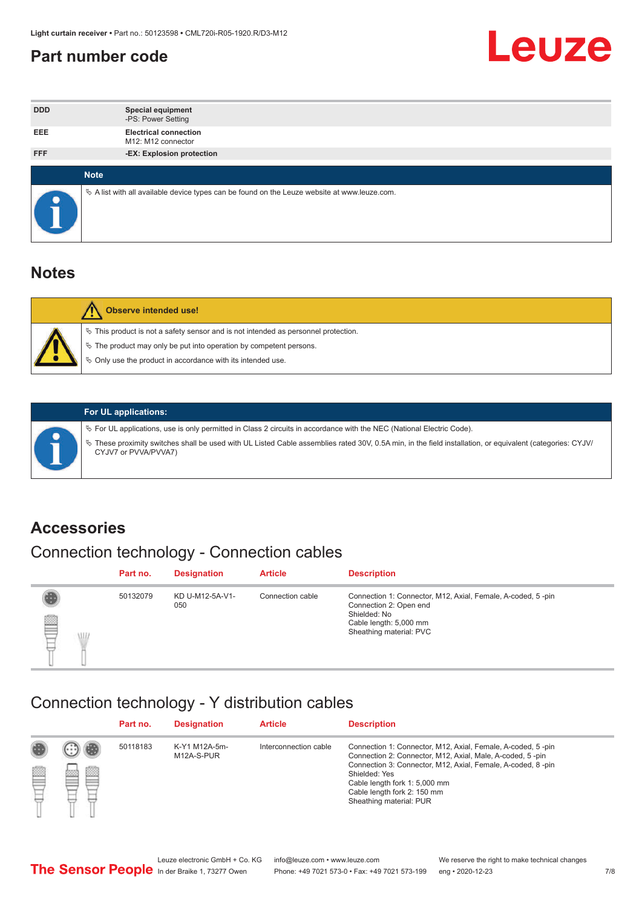# Part number code

| | |
|---|---|
| DDD | **Special equipment**<br>-PS: Power Setting |
| EEE | **Electrical connection**<br>M12: M12 connector |
| FFF | **-EX: Explosion protection** |

**Note**

- A list with all available device types can be found on the Leuze website at www.leuze.com.

# Notes

**Observe intended use!**

- This product is not a safety sensor and is not intended as personnel protection.
- The product may only be put into operation by competent persons.
- Only use the product in accordance with its intended use.

**For UL applications:**

- For UL applications, use is only permitted in Class 2 circuits in accordance with the NEC (National Electric Code).
- These proximity switches shall be used with UL Listed Cable assemblies rated 30V, 0.5A min, in the field installation, or equivalent (categories: CYJV/CYJV7 or PVVA/PVVA7)

# Accessories

## Connection technology - Connection cables

| Part no. | Designation | Article | Description |
|---|---|---|---|
| 50132079 | KD U-M12-5A-V1-050 | Connection cable | Connection 1: Connector, M12, Axial, Female, A-coded, 5 -pin<br>Connection 2: Open end<br>Shielded: No<br>Cable length: 5,000 mm<br>Sheathing material: PVC |

## Connection technology - Y distribution cables

| Part no. | Designation | Article | Description |
|---|---|---|---|
| 50118183 | K-Y1 M12A-5m-M12A-S-PUR | Interconnection cable | Connection 1: Connector, M12, Axial, Female, A-coded, 5 -pin<br>Connection 2: Connector, M12, Axial, Male, A-coded, 5 -pin<br>Connection 3: Connector, M12, Axial, Female, A-coded, 8 -pin<br>Shielded: Yes<br>Cable length fork 1: 5,000 mm<br>Cable length fork 2: 150 mm<br>Sheathing material: PUR |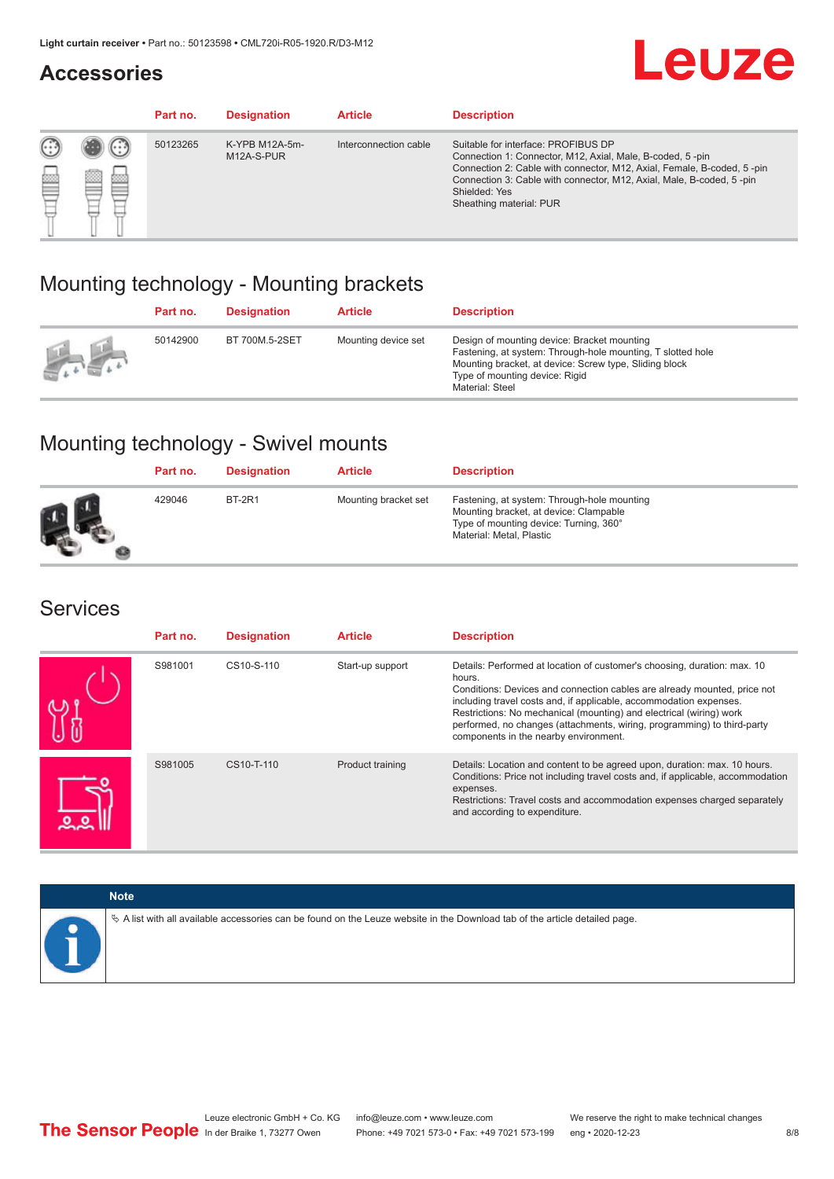## Accessories

| Part no. | Designation | Article | Description |
|---|---|---|---|
| 50123265 | K-YPB M12A-5m-M12A-S-PUR | Interconnection cable | Suitable for interface: PROFIBUS DP<br>Connection 1: Connector, M12, Axial, Male, B-coded, 5 -pin<br>Connection 2: Cable with connector, M12, Axial, Female, B-coded, 5 -pin<br>Connection 3: Cable with connector, M12, Axial, Male, B-coded, 5 -pin<br>Shielded: Yes<br>Sheathing material: PUR |

## Mounting technology - Mounting brackets

| Part no. | Designation | Article | Description |
|---|---|---|---|
| 50142900 | BT 700M.5-2SET | Mounting device set | Design of mounting device: Bracket mounting<br>Fastening, at system: Through-hole mounting, T slotted hole<br>Mounting bracket, at device: Screw type, Sliding block<br>Type of mounting device: Rigid<br>Material: Steel |

## Mounting technology - Swivel mounts

| Part no. | Designation | Article | Description |
|---|---|---|---|
| 429046 | BT-2R1 | Mounting bracket set | Fastening, at system: Through-hole mounting<br>Mounting bracket, at device: Clampable<br>Type of mounting device: Turning, 360°<br>Material: Metal, Plastic |

## Services

| Part no. | Designation | Article | Description |
|---|---|---|---|
| S981001 | CS10-S-110 | Start-up support | Details: Performed at location of customer's choosing, duration: max. 10 hours.<br>Conditions: Devices and connection cables are already mounted, price not including travel costs and, if applicable, accommodation expenses.<br>Restrictions: No mechanical (mounting) and electrical (wiring) work performed, no changes (attachments, wiring, programming) to third-party components in the nearby environment. |
| S981005 | CS10-T-110 | Product training | Details: Location and content to be agreed upon, duration: max. 10 hours.<br>Conditions: Price not including travel costs and, if applicable, accommodation expenses.<br>Restrictions: Travel costs and accommodation expenses charged separately and according to expenditure. |

**Note**

A list with all available accessories can be found on the Leuze website in the Download tab of the article detailed page.